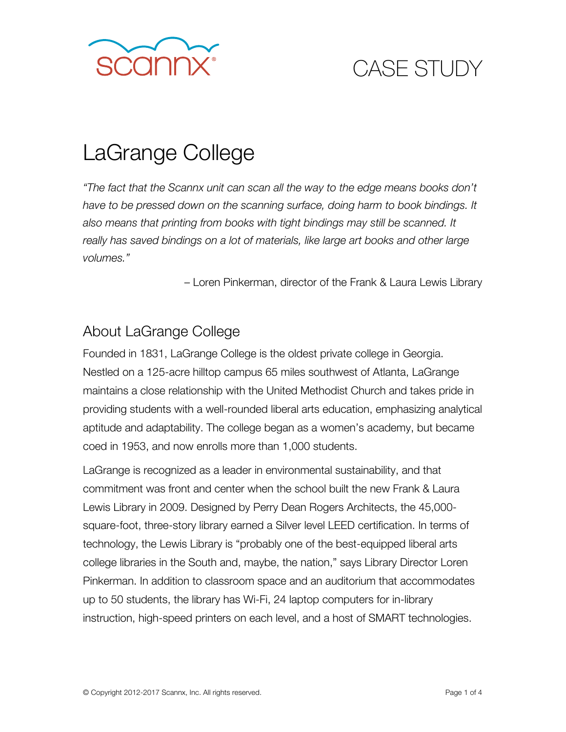scannx®

# CASE STUDY

# LaGrange College

*"The fact that the Scannx unit can scan all the way to the edge means books don't have to be pressed down on the scanning surface, doing harm to book bindings. It also means that printing from books with tight bindings may still be scanned. It really has saved bindings on a lot of materials, like large art books and other large volumes."*

– Loren Pinkerman, director of the Frank & Laura Lewis Library

## About LaGrange College

Founded in 1831, LaGrange College is the oldest private college in Georgia. Nestled on a 125-acre hilltop campus 65 miles southwest of Atlanta, LaGrange maintains a close relationship with the United Methodist Church and takes pride in providing students with a well-rounded liberal arts education, emphasizing analytical aptitude and adaptability. The college began as a women's academy, but became coed in 1953, and now enrolls more than 1,000 students.

LaGrange is recognized as a leader in environmental sustainability, and that commitment was front and center when the school built the new Frank & Laura Lewis Library in 2009. Designed by Perry Dean Rogers Architects, the 45,000-square-foot, three-story library earned a Silver level LEED certification. In terms of technology, the Lewis Library is "probably one of the best-equipped liberal arts college libraries in the South and, maybe, the nation," says Library Director Loren Pinkerman. In addition to classroom space and an auditorium that accommodates up to 50 students, the library has Wi-Fi, 24 laptop computers for in-library instruction, high-speed printers on each level, and a host of SMART technologies.

© Copyright 2012-2017 Scannx, Inc. All rights reserved.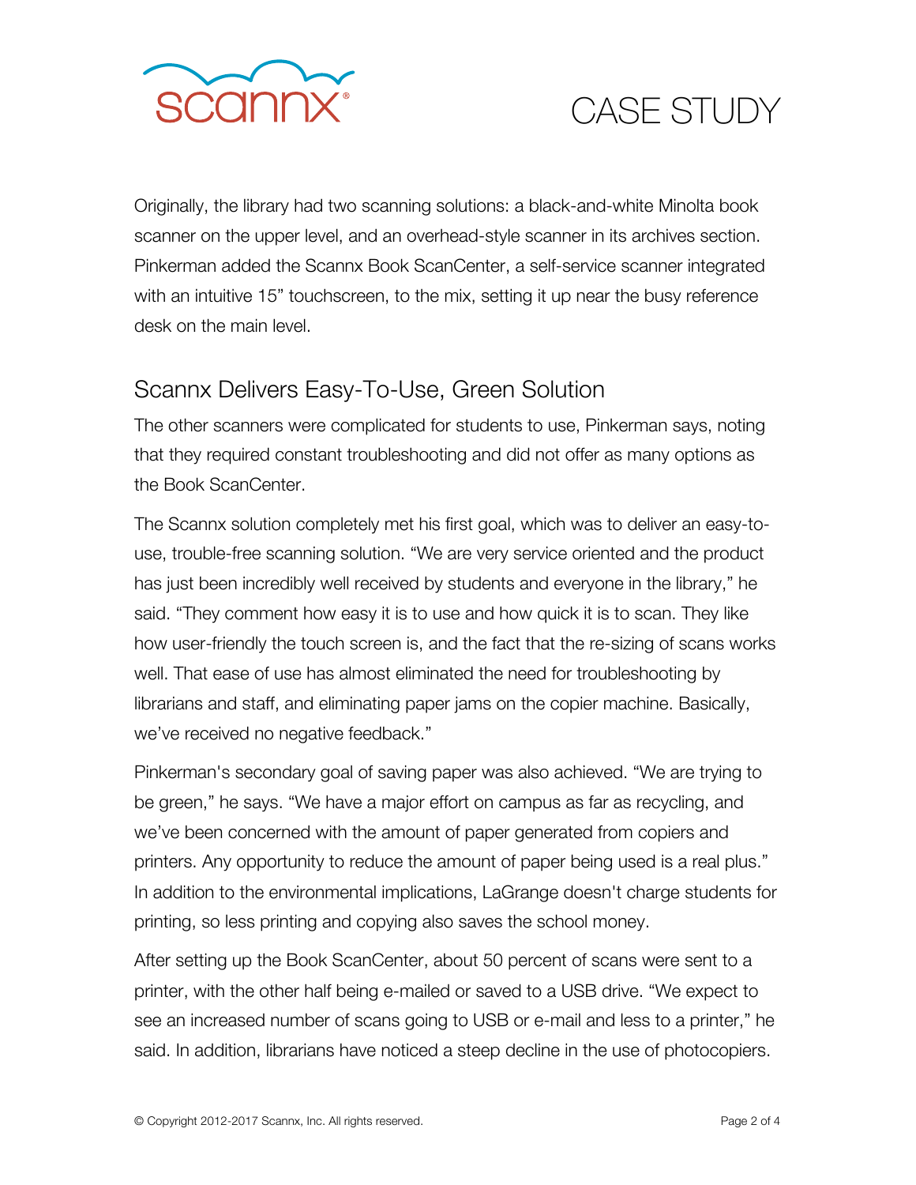Originally, the library had two scanning solutions: a black-and-white Minolta book scanner on the upper level, and an overhead-style scanner in its archives section. Pinkerman added the Scannx Book ScanCenter, a self-service scanner integrated with an intuitive 15" touchscreen, to the mix, setting it up near the busy reference desk on the main level.

## Scannx Delivers Easy-To-Use, Green Solution

The other scanners were complicated for students to use, Pinkerman says, noting that they required constant troubleshooting and did not offer as many options as the Book ScanCenter.

The Scannx solution completely met his first goal, which was to deliver an easy-to-use, trouble-free scanning solution. "We are very service oriented and the product has just been incredibly well received by students and everyone in the library," he said. "They comment how easy it is to use and how quick it is to scan. They like how user-friendly the touch screen is, and the fact that the re-sizing of scans works well. That ease of use has almost eliminated the need for troubleshooting by librarians and staff, and eliminating paper jams on the copier machine. Basically, we've received no negative feedback."

Pinkerman's secondary goal of saving paper was also achieved. "We are trying to be green," he says. "We have a major effort on campus as far as recycling, and we've been concerned with the amount of paper generated from copiers and printers. Any opportunity to reduce the amount of paper being used is a real plus." In addition to the environmental implications, LaGrange doesn't charge students for printing, so less printing and copying also saves the school money.

After setting up the Book ScanCenter, about 50 percent of scans were sent to a printer, with the other half being e-mailed or saved to a USB drive. "We expect to see an increased number of scans going to USB or e-mail and less to a printer," he said. In addition, librarians have noticed a steep decline in the use of photocopiers.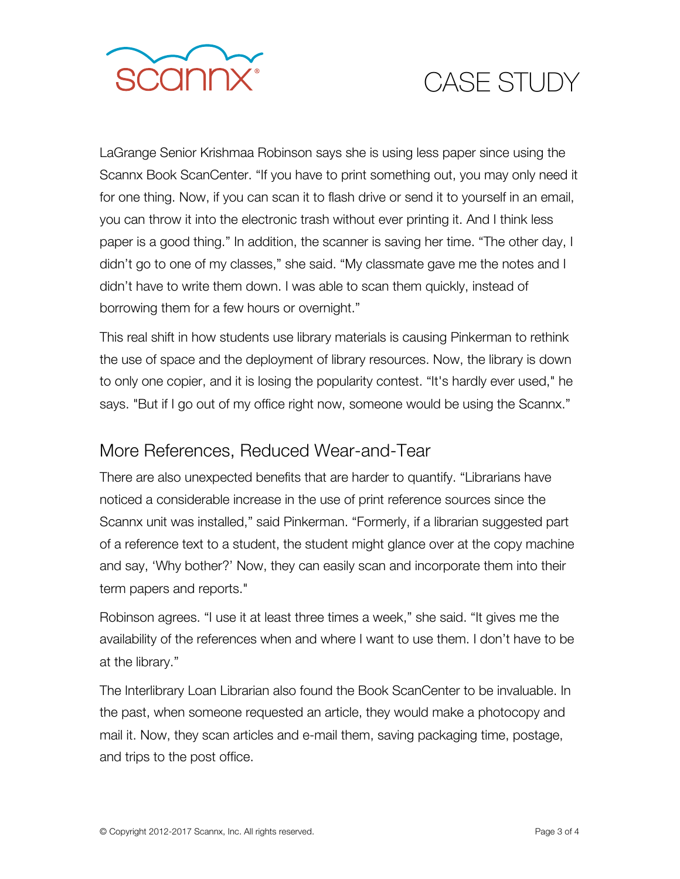LaGrange Senior Krishmaa Robinson says she is using less paper since using the Scannx Book ScanCenter. “If you have to print something out, you may only need it for one thing. Now, if you can scan it to flash drive or send it to yourself in an email, you can throw it into the electronic trash without ever printing it. And I think less paper is a good thing.” In addition, the scanner is saving her time. “The other day, I didn’t go to one of my classes,” she said. “My classmate gave me the notes and I didn’t have to write them down. I was able to scan them quickly, instead of borrowing them for a few hours or overnight.”

This real shift in how students use library materials is causing Pinkerman to rethink the use of space and the deployment of library resources. Now, the library is down to only one copier, and it is losing the popularity contest. “It's hardly ever used," he says. "But if I go out of my office right now, someone would be using the Scannx.”

## More References, Reduced Wear-and-Tear

There are also unexpected benefits that are harder to quantify. “Librarians have noticed a considerable increase in the use of print reference sources since the Scannx unit was installed,” said Pinkerman. “Formerly, if a librarian suggested part of a reference text to a student, the student might glance over at the copy machine and say, ‘Why bother?’ Now, they can easily scan and incorporate them into their term papers and reports."

Robinson agrees. “I use it at least three times a week,” she said. “It gives me the availability of the references when and where I want to use them. I don’t have to be at the library.”

The Interlibrary Loan Librarian also found the Book ScanCenter to be invaluable. In the past, when someone requested an article, they would make a photocopy and mail it. Now, they scan articles and e-mail them, saving packaging time, postage, and trips to the post office.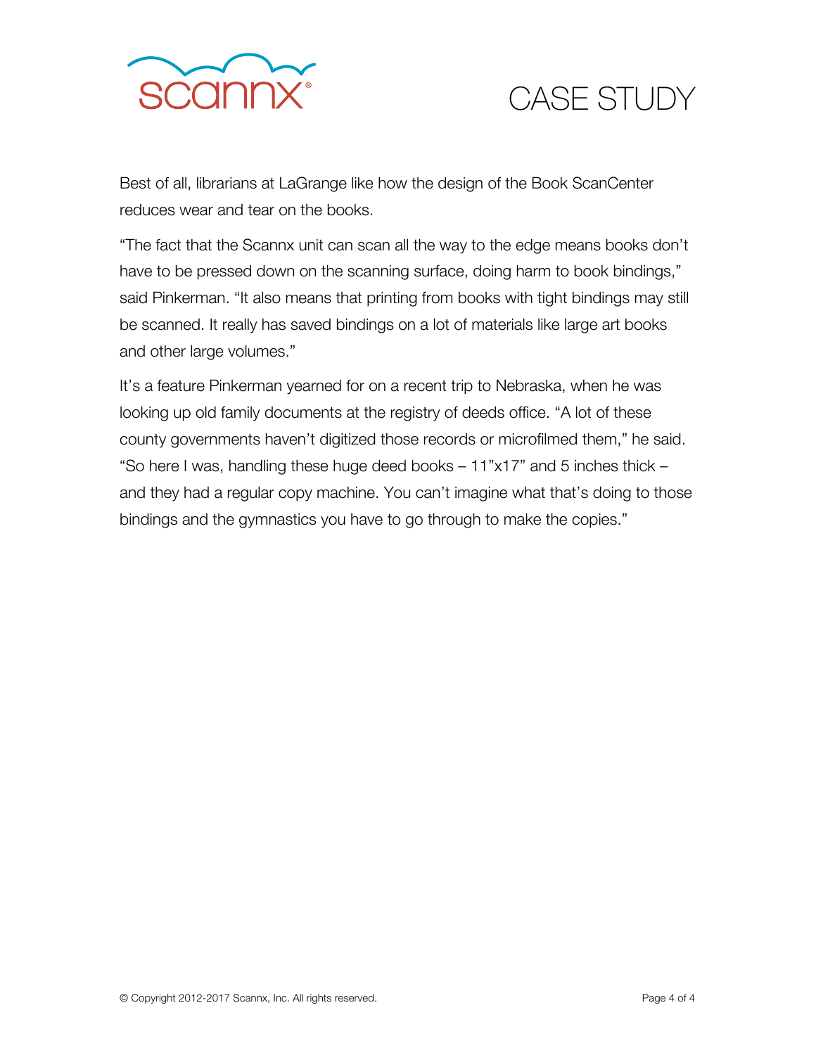Best of all, librarians at LaGrange like how the design of the Book ScanCenter reduces wear and tear on the books.

"The fact that the Scannx unit can scan all the way to the edge means books don't have to be pressed down on the scanning surface, doing harm to book bindings," said Pinkerman. "It also means that printing from books with tight bindings may still be scanned. It really has saved bindings on a lot of materials like large art books and other large volumes."

It's a feature Pinkerman yearned for on a recent trip to Nebraska, when he was looking up old family documents at the registry of deeds office. "A lot of these county governments haven't digitized those records or microfilmed them," he said. "So here I was, handling these huge deed books – 11"x17" and 5 inches thick – and they had a regular copy machine. You can't imagine what that's doing to those bindings and the gymnastics you have to go through to make the copies."